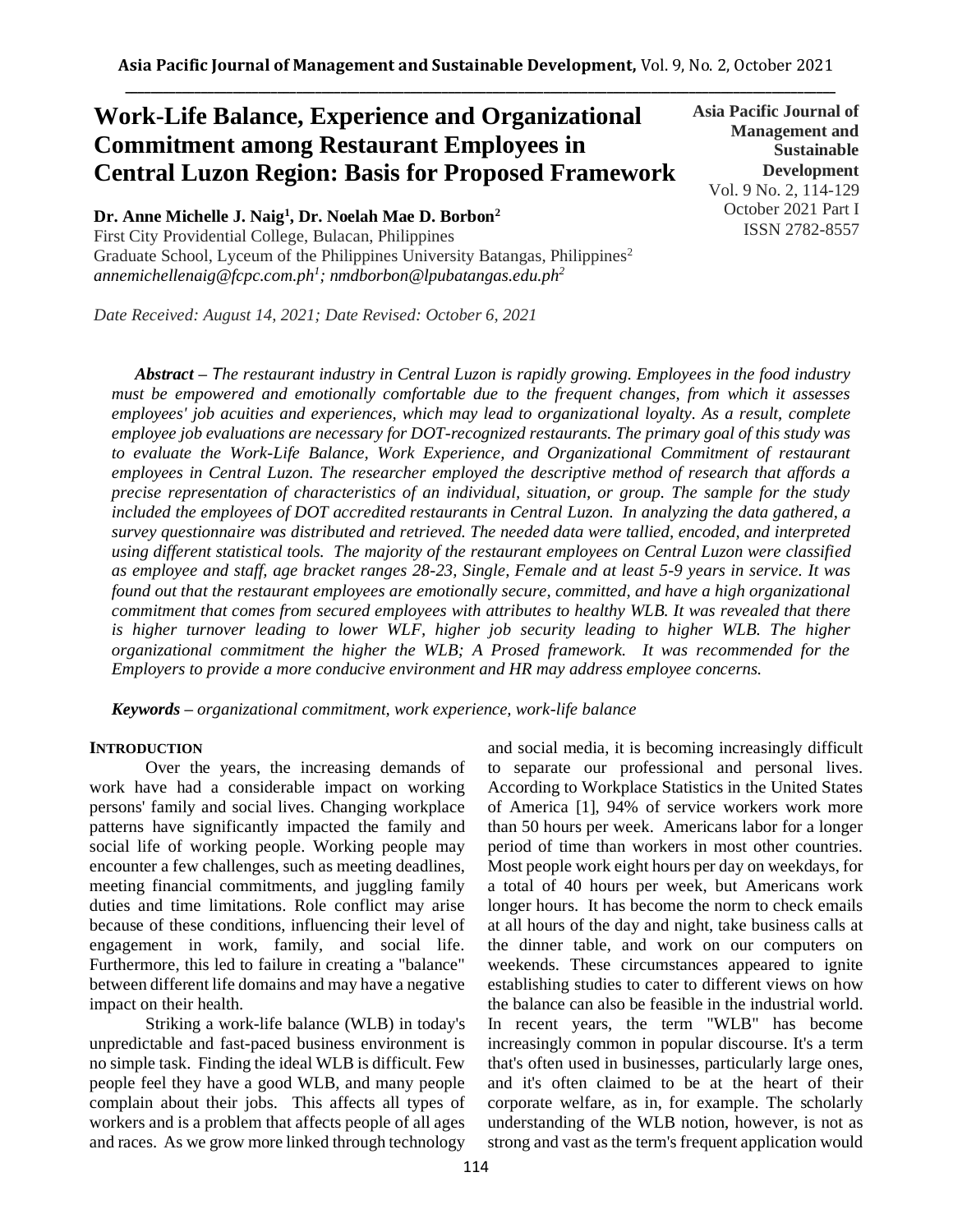# Work-Life Balance, Experience and Organizational Commitment among Restaurant Employees in Central Luzon Region: Basis for Proposed Framework

**Asia Pacific Journal of Management and Sustainable Development**
Vol. 9 No. 2, 114-129
October 2021 Part I
ISSN 2782-8557

**Dr. Anne Michelle J. Naig[1], Dr. Noelah Mae D. Borbon[2]**
First City Providential College, Bulacan, Philippines
Graduate School, Lyceum of the Philippines University Batangas, Philippines[2]
*annemichellenaig@fcpc.com.ph[1]; nmdborbon@lpubatangas.edu.ph[2]*

*Date Received: August 14, 2021; Date Revised: October 6, 2021*

***Abstract*** *– The restaurant industry in Central Luzon is rapidly growing. Employees in the food industry must be empowered and emotionally comfortable due to the frequent changes, from which it assesses employees' job acuities and experiences, which may lead to organizational loyalty. As a result, complete employee job evaluations are necessary for DOT-recognized restaurants. The primary goal of this study was to evaluate the Work-Life Balance, Work Experience, and Organizational Commitment of restaurant employees in Central Luzon. The researcher employed the descriptive method of research that affords a precise representation of characteristics of an individual, situation, or group. The sample for the study included the employees of DOT accredited restaurants in Central Luzon. In analyzing the data gathered, a survey questionnaire was distributed and retrieved. The needed data were tallied, encoded, and interpreted using different statistical tools. The majority of the restaurant employees on Central Luzon were classified as employee and staff, age bracket ranges 28-23, Single, Female and at least 5-9 years in service. It was found out that the restaurant employees are emotionally secure, committed, and have a high organizational commitment that comes from secured employees with attributes to healthy WLB. It was revealed that there is higher turnover leading to lower WLF, higher job security leading to higher WLB. The higher organizational commitment the higher the WLB; A Prosed framework. It was recommended for the Employers to provide a more conducive environment and HR may address employee concerns.*

***Keywords*** *– organizational commitment, work experience, work-life balance*

## INTRODUCTION

Over the years, the increasing demands of work have had a considerable impact on working persons' family and social lives. Changing workplace patterns have significantly impacted the family and social life of working people. Working people may encounter a few challenges, such as meeting deadlines, meeting financial commitments, and juggling family duties and time limitations. Role conflict may arise because of these conditions, influencing their level of engagement in work, family, and social life. Furthermore, this led to failure in creating a "balance" between different life domains and may have a negative impact on their health.

Striking a work-life balance (WLB) in today's unpredictable and fast-paced business environment is no simple task. Finding the ideal WLB is difficult. Few people feel they have a good WLB, and many people complain about their jobs. This affects all types of workers and is a problem that affects people of all ages and races. As we grow more linked through technology and social media, it is becoming increasingly difficult to separate our professional and personal lives. According to Workplace Statistics in the United States of America [1], 94% of service workers work more than 50 hours per week. Americans labor for a longer period of time than workers in most other countries. Most people work eight hours per day on weekdays, for a total of 40 hours per week, but Americans work longer hours. It has become the norm to check emails at all hours of the day and night, take business calls at the dinner table, and work on our computers on weekends. These circumstances appeared to ignite establishing studies to cater to different views on how the balance can also be feasible in the industrial world. In recent years, the term "WLB" has become increasingly common in popular discourse. It's a term that's often used in businesses, particularly large ones, and it's often claimed to be at the heart of their corporate welfare, as in, for example. The scholarly understanding of the WLB notion, however, is not as strong and vast as the term's frequent application would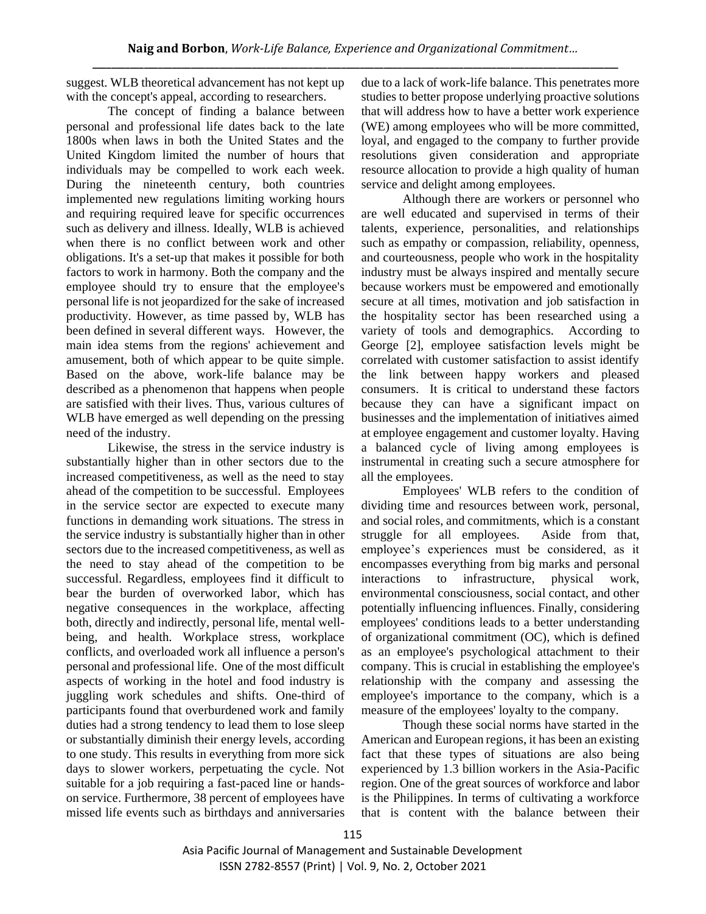suggest. WLB theoretical advancement has not kept up with the concept's appeal, according to researchers.

The concept of finding a balance between personal and professional life dates back to the late 1800s when laws in both the United States and the United Kingdom limited the number of hours that individuals may be compelled to work each week. During the nineteenth century, both countries implemented new regulations limiting working hours and requiring required leave for specific occurrences such as delivery and illness. Ideally, WLB is achieved when there is no conflict between work and other obligations. It's a set-up that makes it possible for both factors to work in harmony. Both the company and the employee should try to ensure that the employee's personal life is not jeopardized for the sake of increased productivity. However, as time passed by, WLB has been defined in several different ways. However, the main idea stems from the regions' achievement and amusement, both of which appear to be quite simple. Based on the above, work-life balance may be described as a phenomenon that happens when people are satisfied with their lives. Thus, various cultures of WLB have emerged as well depending on the pressing need of the industry.

Likewise, the stress in the service industry is substantially higher than in other sectors due to the increased competitiveness, as well as the need to stay ahead of the competition to be successful. Employees in the service sector are expected to execute many functions in demanding work situations. The stress in the service industry is substantially higher than in other sectors due to the increased competitiveness, as well as the need to stay ahead of the competition to be successful. Regardless, employees find it difficult to bear the burden of overworked labor, which has negative consequences in the workplace, affecting both, directly and indirectly, personal life, mental well-being, and health. Workplace stress, workplace conflicts, and overloaded work all influence a person's personal and professional life. One of the most difficult aspects of working in the hotel and food industry is juggling work schedules and shifts. One-third of participants found that overburdened work and family duties had a strong tendency to lead them to lose sleep or substantially diminish their energy levels, according to one study. This results in everything from more sick days to slower workers, perpetuating the cycle. Not suitable for a job requiring a fast-paced line or hands-on service. Furthermore, 38 percent of employees have missed life events such as birthdays and anniversaries due to a lack of work-life balance. This penetrates more studies to better propose underlying proactive solutions that will address how to have a better work experience (WE) among employees who will be more committed, loyal, and engaged to the company to further provide resolutions given consideration and appropriate resource allocation to provide a high quality of human service and delight among employees.

Although there are workers or personnel who are well educated and supervised in terms of their talents, experience, personalities, and relationships such as empathy or compassion, reliability, openness, and courteousness, people who work in the hospitality industry must be always inspired and mentally secure because workers must be empowered and emotionally secure at all times, motivation and job satisfaction in the hospitality sector has been researched using a variety of tools and demographics. According to George [2], employee satisfaction levels might be correlated with customer satisfaction to assist identify the link between happy workers and pleased consumers. It is critical to understand these factors because they can have a significant impact on businesses and the implementation of initiatives aimed at employee engagement and customer loyalty. Having a balanced cycle of living among employees is instrumental in creating such a secure atmosphere for all the employees.

Employees' WLB refers to the condition of dividing time and resources between work, personal, and social roles, and commitments, which is a constant struggle for all employees. Aside from that, employee's experiences must be considered, as it encompasses everything from big marks and personal interactions to infrastructure, physical work, environmental consciousness, social contact, and other potentially influencing influences. Finally, considering employees' conditions leads to a better understanding of organizational commitment (OC), which is defined as an employee's psychological attachment to their company. This is crucial in establishing the employee's relationship with the company and assessing the employee's importance to the company, which is a measure of the employees' loyalty to the company.

Though these social norms have started in the American and European regions, it has been an existing fact that these types of situations are also being experienced by 1.3 billion workers in the Asia-Pacific region. One of the great sources of workforce and labor is the Philippines. In terms of cultivating a workforce that is content with the balance between their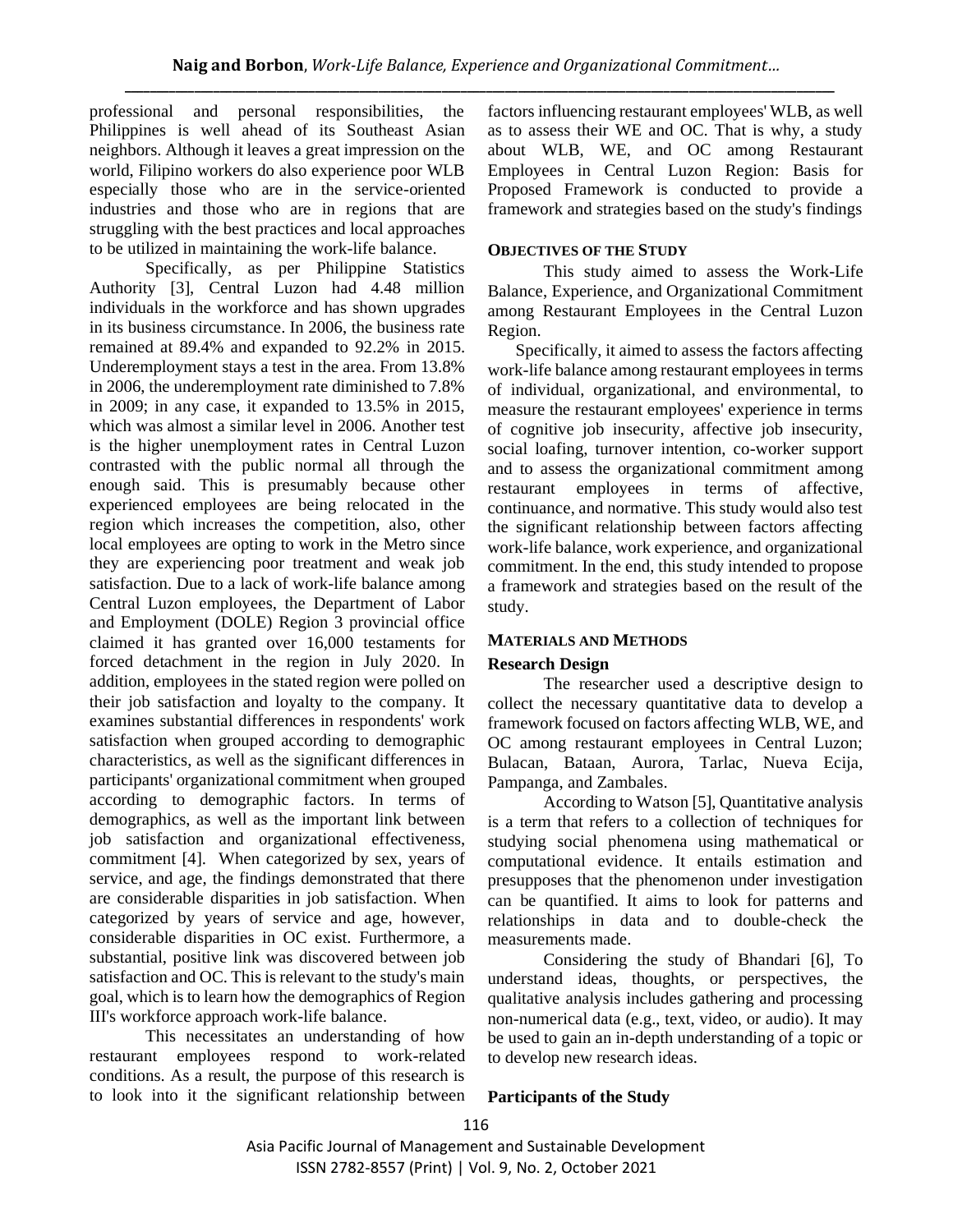professional and personal responsibilities, the Philippines is well ahead of its Southeast Asian neighbors. Although it leaves a great impression on the world, Filipino workers do also experience poor WLB especially those who are in the service-oriented industries and those who are in regions that are struggling with the best practices and local approaches to be utilized in maintaining the work-life balance.

Specifically, as per Philippine Statistics Authority [3], Central Luzon had 4.48 million individuals in the workforce and has shown upgrades in its business circumstance. In 2006, the business rate remained at 89.4% and expanded to 92.2% in 2015. Underemployment stays a test in the area. From 13.8% in 2006, the underemployment rate diminished to 7.8% in 2009; in any case, it expanded to 13.5% in 2015, which was almost a similar level in 2006. Another test is the higher unemployment rates in Central Luzon contrasted with the public normal all through the enough said. This is presumably because other experienced employees are being relocated in the region which increases the competition, also, other local employees are opting to work in the Metro since they are experiencing poor treatment and weak job satisfaction. Due to a lack of work-life balance among Central Luzon employees, the Department of Labor and Employment (DOLE) Region 3 provincial office claimed it has granted over 16,000 testaments for forced detachment in the region in July 2020. In addition, employees in the stated region were polled on their job satisfaction and loyalty to the company. It examines substantial differences in respondents' work satisfaction when grouped according to demographic characteristics, as well as the significant differences in participants' organizational commitment when grouped according to demographic factors. In terms of demographics, as well as the important link between job satisfaction and organizational effectiveness, commitment [4]. When categorized by sex, years of service, and age, the findings demonstrated that there are considerable disparities in job satisfaction. When categorized by years of service and age, however, considerable disparities in OC exist. Furthermore, a substantial, positive link was discovered between job satisfaction and OC. This is relevant to the study's main goal, which is to learn how the demographics of Region III's workforce approach work-life balance.

This necessitates an understanding of how restaurant employees respond to work-related conditions. As a result, the purpose of this research is to look into it the significant relationship between factors influencing restaurant employees' WLB, as well as to assess their WE and OC. That is why, a study about WLB, WE, and OC among Restaurant Employees in Central Luzon Region: Basis for Proposed Framework is conducted to provide a framework and strategies based on the study's findings

## OBJECTIVES OF THE STUDY

This study aimed to assess the Work-Life Balance, Experience, and Organizational Commitment among Restaurant Employees in the Central Luzon Region.

Specifically, it aimed to assess the factors affecting work-life balance among restaurant employees in terms of individual, organizational, and environmental, to measure the restaurant employees' experience in terms of cognitive job insecurity, affective job insecurity, social loafing, turnover intention, co-worker support and to assess the organizational commitment among restaurant employees in terms of affective, continuance, and normative. This study would also test the significant relationship between factors affecting work-life balance, work experience, and organizational commitment. In the end, this study intended to propose a framework and strategies based on the result of the study.

## MATERIALS AND METHODS

### Research Design

The researcher used a descriptive design to collect the necessary quantitative data to develop a framework focused on factors affecting WLB, WE, and OC among restaurant employees in Central Luzon; Bulacan, Bataan, Aurora, Tarlac, Nueva Ecija, Pampanga, and Zambales.

According to Watson [5], Quantitative analysis is a term that refers to a collection of techniques for studying social phenomena using mathematical or computational evidence. It entails estimation and presupposes that the phenomenon under investigation can be quantified. It aims to look for patterns and relationships in data and to double-check the measurements made.

Considering the study of Bhandari [6], To understand ideas, thoughts, or perspectives, the qualitative analysis includes gathering and processing non-numerical data (e.g., text, video, or audio). It may be used to gain an in-depth understanding of a topic or to develop new research ideas.

### Participants of the Study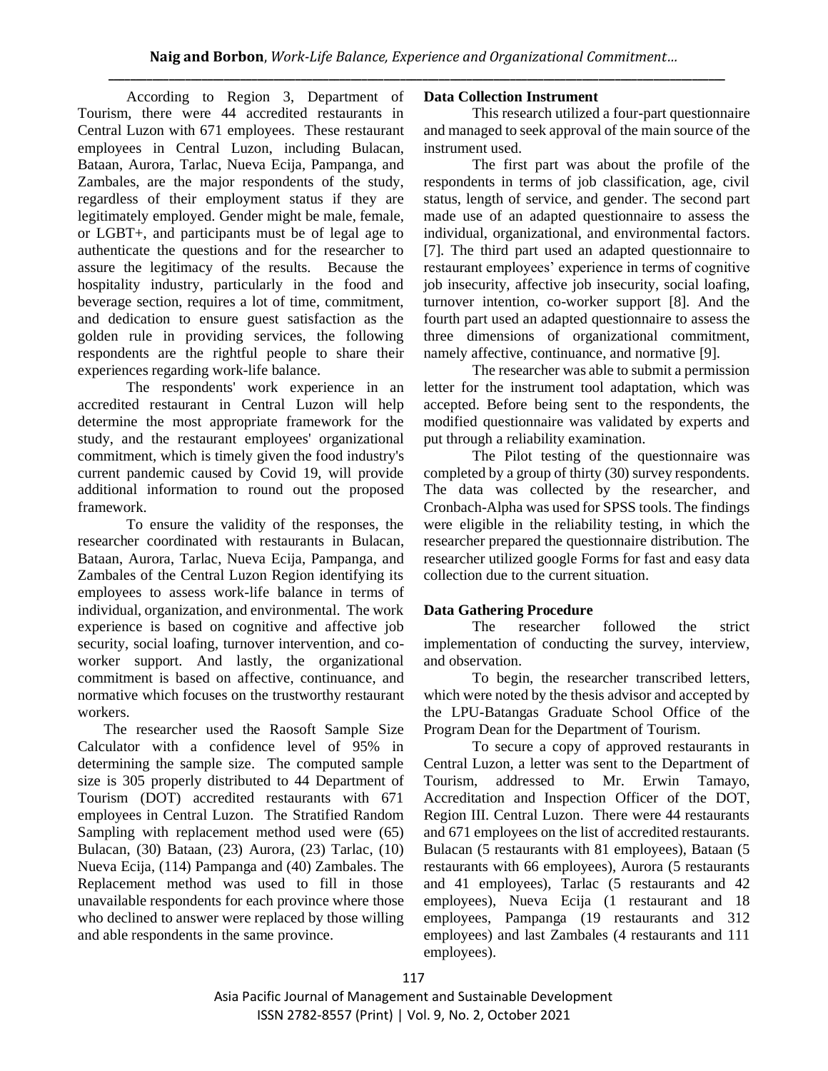According to Region 3, Department of Tourism, there were 44 accredited restaurants in Central Luzon with 671 employees. These restaurant employees in Central Luzon, including Bulacan, Bataan, Aurora, Tarlac, Nueva Ecija, Pampanga, and Zambales, are the major respondents of the study, regardless of their employment status if they are legitimately employed. Gender might be male, female, or LGBT+, and participants must be of legal age to authenticate the questions and for the researcher to assure the legitimacy of the results. Because the hospitality industry, particularly in the food and beverage section, requires a lot of time, commitment, and dedication to ensure guest satisfaction as the golden rule in providing services, the following respondents are the rightful people to share their experiences regarding work-life balance.

The respondents' work experience in an accredited restaurant in Central Luzon will help determine the most appropriate framework for the study, and the restaurant employees' organizational commitment, which is timely given the food industry's current pandemic caused by Covid 19, will provide additional information to round out the proposed framework.

To ensure the validity of the responses, the researcher coordinated with restaurants in Bulacan, Bataan, Aurora, Tarlac, Nueva Ecija, Pampanga, and Zambales of the Central Luzon Region identifying its employees to assess work-life balance in terms of individual, organization, and environmental. The work experience is based on cognitive and affective job security, social loafing, turnover intervention, and co-worker support. And lastly, the organizational commitment is based on affective, continuance, and normative which focuses on the trustworthy restaurant workers.

The researcher used the Raosoft Sample Size Calculator with a confidence level of 95% in determining the sample size. The computed sample size is 305 properly distributed to 44 Department of Tourism (DOT) accredited restaurants with 671 employees in Central Luzon. The Stratified Random Sampling with replacement method used were (65) Bulacan, (30) Bataan, (23) Aurora, (23) Tarlac, (10) Nueva Ecija, (114) Pampanga and (40) Zambales. The Replacement method was used to fill in those unavailable respondents for each province where those who declined to answer were replaced by those willing and able respondents in the same province.

**Data Collection Instrument**

This research utilized a four-part questionnaire and managed to seek approval of the main source of the instrument used.

The first part was about the profile of the respondents in terms of job classification, age, civil status, length of service, and gender. The second part made use of an adapted questionnaire to assess the individual, organizational, and environmental factors. [7]. The third part used an adapted questionnaire to restaurant employees' experience in terms of cognitive job insecurity, affective job insecurity, social loafing, turnover intention, co-worker support [8]. And the fourth part used an adapted questionnaire to assess the three dimensions of organizational commitment, namely affective, continuance, and normative [9].

The researcher was able to submit a permission letter for the instrument tool adaptation, which was accepted. Before being sent to the respondents, the modified questionnaire was validated by experts and put through a reliability examination.

The Pilot testing of the questionnaire was completed by a group of thirty (30) survey respondents. The data was collected by the researcher, and Cronbach-Alpha was used for SPSS tools. The findings were eligible in the reliability testing, in which the researcher prepared the questionnaire distribution. The researcher utilized google Forms for fast and easy data collection due to the current situation.

**Data Gathering Procedure**

The researcher followed the strict implementation of conducting the survey, interview, and observation.

To begin, the researcher transcribed letters, which were noted by the thesis advisor and accepted by the LPU-Batangas Graduate School Office of the Program Dean for the Department of Tourism.

To secure a copy of approved restaurants in Central Luzon, a letter was sent to the Department of Tourism, addressed to Mr. Erwin Tamayo, Accreditation and Inspection Officer of the DOT, Region III. Central Luzon. There were 44 restaurants and 671 employees on the list of accredited restaurants. Bulacan (5 restaurants with 81 employees), Bataan (5 restaurants with 66 employees), Aurora (5 restaurants and 41 employees), Tarlac (5 restaurants and 42 employees), Nueva Ecija (1 restaurant and 18 employees, Pampanga (19 restaurants and 312 employees) and last Zambales (4 restaurants and 111 employees).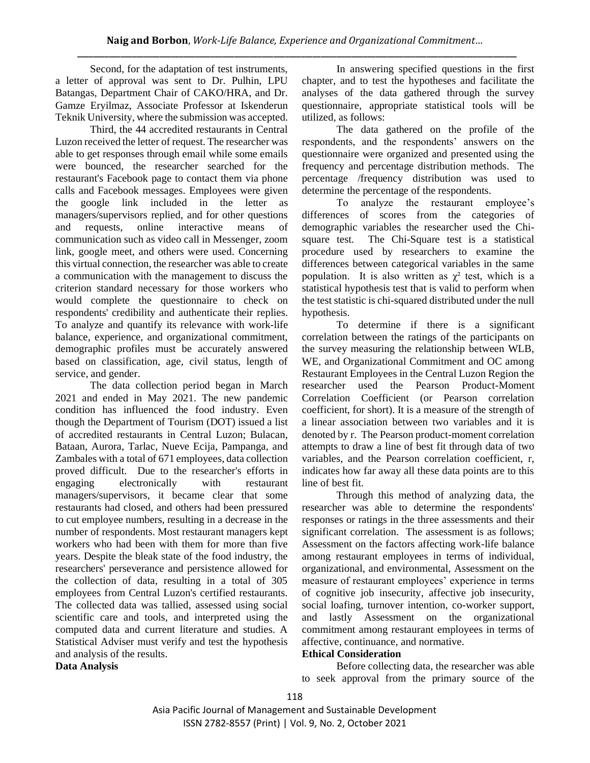Second, for the adaptation of test instruments, a letter of approval was sent to Dr. Pulhin, LPU Batangas, Department Chair of CAKO/HRA, and Dr. Gamze Eryilmaz, Associate Professor at Iskenderun Teknik University, where the submission was accepted.

Third, the 44 accredited restaurants in Central Luzon received the letter of request. The researcher was able to get responses through email while some emails were bounced, the researcher searched for the restaurant's Facebook page to contact them via phone calls and Facebook messages. Employees were given the google link included in the letter as managers/supervisors replied, and for other questions and requests, online interactive means of communication such as video call in Messenger, zoom link, google meet, and others were used. Concerning this virtual connection, the researcher was able to create a communication with the management to discuss the criterion standard necessary for those workers who would complete the questionnaire to check on respondents' credibility and authenticate their replies. To analyze and quantify its relevance with work-life balance, experience, and organizational commitment, demographic profiles must be accurately answered based on classification, age, civil status, length of service, and gender.

The data collection period began in March 2021 and ended in May 2021. The new pandemic condition has influenced the food industry. Even though the Department of Tourism (DOT) issued a list of accredited restaurants in Central Luzon; Bulacan, Bataan, Aurora, Tarlac, Nueve Ecija, Pampanga, and Zambales with a total of 671 employees, data collection proved difficult. Due to the researcher's efforts in engaging electronically with restaurant managers/supervisors, it became clear that some restaurants had closed, and others had been pressured to cut employee numbers, resulting in a decrease in the number of respondents. Most restaurant managers kept workers who had been with them for more than five years. Despite the bleak state of the food industry, the researchers' perseverance and persistence allowed for the collection of data, resulting in a total of 305 employees from Central Luzon's certified restaurants. The collected data was tallied, assessed using social scientific care and tools, and interpreted using the computed data and current literature and studies. A Statistical Adviser must verify and test the hypothesis and analysis of the results.

**Data Analysis**

In answering specified questions in the first chapter, and to test the hypotheses and facilitate the analyses of the data gathered through the survey questionnaire, appropriate statistical tools will be utilized, as follows:

The data gathered on the profile of the respondents, and the respondents' answers on the questionnaire were organized and presented using the frequency and percentage distribution methods. The percentage /frequency distribution was used to determine the percentage of the respondents.

To analyze the restaurant employee's differences of scores from the categories of demographic variables the researcher used the Chi-square test. The Chi-Square test is a statistical procedure used by researchers to examine the differences between categorical variables in the same population. It is also written as $\chi^2$ test, which is a statistical hypothesis test that is valid to perform when the test statistic is chi-squared distributed under the null hypothesis.

To determine if there is a significant correlation between the ratings of the participants on the survey measuring the relationship between WLB, WE, and Organizational Commitment and OC among Restaurant Employees in the Central Luzon Region the researcher used the Pearson Product-Moment Correlation Coefficient (or Pearson correlation coefficient, for short). It is a measure of the strength of a linear association between two variables and it is denoted by r. The Pearson product-moment correlation attempts to draw a line of best fit through data of two variables, and the Pearson correlation coefficient, r, indicates how far away all these data points are to this line of best fit.

Through this method of analyzing data, the researcher was able to determine the respondents' responses or ratings in the three assessments and their significant correlation. The assessment is as follows; Assessment on the factors affecting work-life balance among restaurant employees in terms of individual, organizational, and environmental, Assessment on the measure of restaurant employees' experience in terms of cognitive job insecurity, affective job insecurity, social loafing, turnover intention, co-worker support, and lastly Assessment on the organizational commitment among restaurant employees in terms of affective, continuance, and normative.

**Ethical Consideration**

Before collecting data, the researcher was able to seek approval from the primary source of the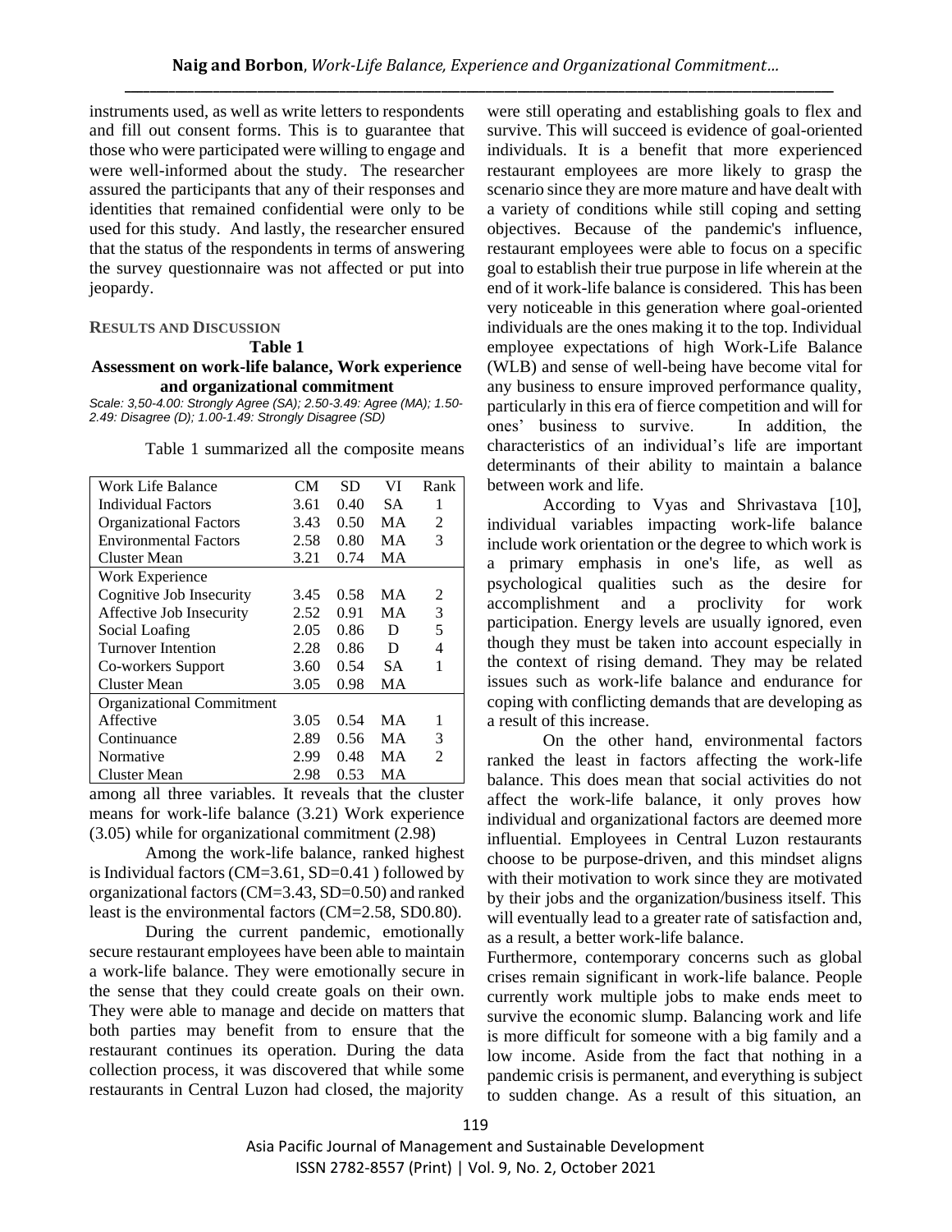instruments used, as well as write letters to respondents and fill out consent forms. This is to guarantee that those who were participated were willing to engage and were well-informed about the study. The researcher assured the participants that any of their responses and identities that remained confidential were only to be used for this study. And lastly, the researcher ensured that the status of the respondents in terms of answering the survey questionnaire was not affected or put into jeopardy.

## RESULTS AND DISCUSSION

**Table 1**

**Assessment on work-life balance, Work experience and organizational commitment**

*Scale: 3,50-4.00: Strongly Agree (SA); 2.50-3.49: Agree (MA); 1.50-2.49: Disagree (D); 1.00-1.49: Strongly Disagree (SD)*

Table 1 summarized all the composite means

| Work Life Balance | CM | SD | VI | Rank |
|---|---|---|---|---|
| Individual Factors | 3.61 | 0.40 | SA | 1 |
| Organizational Factors | 3.43 | 0.50 | MA | 2 |
| Environmental Factors | 2.58 | 0.80 | MA | 3 |
| Cluster Mean | 3.21 | 0.74 | MA | |
| Work Experience | | | | |
| Cognitive Job Insecurity | 3.45 | 0.58 | MA | 2 |
| Affective Job Insecurity | 2.52 | 0.91 | MA | 3 |
| Social Loafing | 2.05 | 0.86 | D | 5 |
| Turnover Intention | 2.28 | 0.86 | D | 4 |
| Co-workers Support | 3.60 | 0.54 | SA | 1 |
| Cluster Mean | 3.05 | 0.98 | MA | |
| Organizational Commitment | | | | |
| Affective | 3.05 | 0.54 | MA | 1 |
| Continuance | 2.89 | 0.56 | MA | 3 |
| Normative | 2.99 | 0.48 | MA | 2 |
| Cluster Mean | 2.98 | 0.53 | MA | |

among all three variables. It reveals that the cluster means for work-life balance (3.21) Work experience (3.05) while for organizational commitment (2.98)

Among the work-life balance, ranked highest is Individual factors (CM=3.61, SD=0.41 ) followed by organizational factors (CM=3.43, SD=0.50) and ranked least is the environmental factors (CM=2.58, SD0.80).

During the current pandemic, emotionally secure restaurant employees have been able to maintain a work-life balance. They were emotionally secure in the sense that they could create goals on their own. They were able to manage and decide on matters that both parties may benefit from to ensure that the restaurant continues its operation. During the data collection process, it was discovered that while some restaurants in Central Luzon had closed, the majority were still operating and establishing goals to flex and survive. This will succeed is evidence of goal-oriented individuals. It is a benefit that more experienced restaurant employees are more likely to grasp the scenario since they are more mature and have dealt with a variety of conditions while still coping and setting objectives. Because of the pandemic's influence, restaurant employees were able to focus on a specific goal to establish their true purpose in life wherein at the end of it work-life balance is considered. This has been very noticeable in this generation where goal-oriented individuals are the ones making it to the top. Individual employee expectations of high Work-Life Balance (WLB) and sense of well-being have become vital for any business to ensure improved performance quality, particularly in this era of fierce competition and will for ones' business to survive. In addition, the characteristics of an individual's life are important determinants of their ability to maintain a balance between work and life.

According to Vyas and Shrivastava [10], individual variables impacting work-life balance include work orientation or the degree to which work is a primary emphasis in one's life, as well as psychological qualities such as the desire for accomplishment and a proclivity for work participation. Energy levels are usually ignored, even though they must be taken into account especially in the context of rising demand. They may be related issues such as work-life balance and endurance for coping with conflicting demands that are developing as a result of this increase.

On the other hand, environmental factors ranked the least in factors affecting the work-life balance. This does mean that social activities do not affect the work-life balance, it only proves how individual and organizational factors are deemed more influential. Employees in Central Luzon restaurants choose to be purpose-driven, and this mindset aligns with their motivation to work since they are motivated by their jobs and the organization/business itself. This will eventually lead to a greater rate of satisfaction and, as a result, a better work-life balance.

Furthermore, contemporary concerns such as global crises remain significant in work-life balance. People currently work multiple jobs to make ends meet to survive the economic slump. Balancing work and life is more difficult for someone with a big family and a low income. Aside from the fact that nothing in a pandemic crisis is permanent, and everything is subject to sudden change. As a result of this situation, an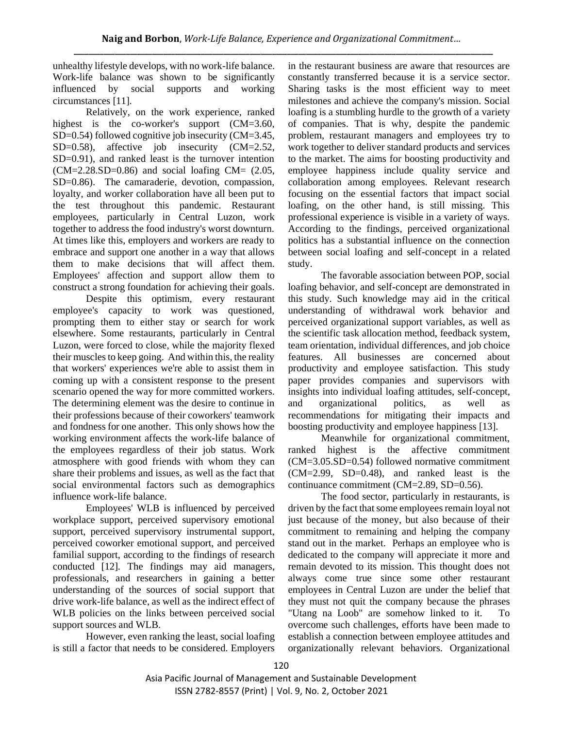unhealthy lifestyle develops, with no work-life balance. Work-life balance was shown to be significantly influenced by social supports and working circumstances [11].

Relatively, on the work experience, ranked highest is the co-worker's support (CM=3.60, SD=0.54) followed cognitive job insecurity (CM=3.45, SD=0.58), affective job insecurity (CM=2.52, SD=0.91), and ranked least is the turnover intention (CM=2.28.SD=0.86) and social loafing CM= (2.05, SD=0.86). The camaraderie, devotion, compassion, loyalty, and worker collaboration have all been put to the test throughout this pandemic. Restaurant employees, particularly in Central Luzon, work together to address the food industry's worst downturn. At times like this, employers and workers are ready to embrace and support one another in a way that allows them to make decisions that will affect them. Employees' affection and support allow them to construct a strong foundation for achieving their goals.

Despite this optimism, every restaurant employee's capacity to work was questioned, prompting them to either stay or search for work elsewhere. Some restaurants, particularly in Central Luzon, were forced to close, while the majority flexed their muscles to keep going. And within this, the reality that workers' experiences we're able to assist them in coming up with a consistent response to the present scenario opened the way for more committed workers. The determining element was the desire to continue in their professions because of their coworkers' teamwork and fondness for one another. This only shows how the working environment affects the work-life balance of the employees regardless of their job status. Work atmosphere with good friends with whom they can share their problems and issues, as well as the fact that social environmental factors such as demographics influence work-life balance.

Employees' WLB is influenced by perceived workplace support, perceived supervisory emotional support, perceived supervisory instrumental support, perceived coworker emotional support, and perceived familial support, according to the findings of research conducted [12]. The findings may aid managers, professionals, and researchers in gaining a better understanding of the sources of social support that drive work-life balance, as well as the indirect effect of WLB policies on the links between perceived social support sources and WLB.

However, even ranking the least, social loafing is still a factor that needs to be considered. Employers in the restaurant business are aware that resources are constantly transferred because it is a service sector. Sharing tasks is the most efficient way to meet milestones and achieve the company's mission. Social loafing is a stumbling hurdle to the growth of a variety of companies. That is why, despite the pandemic problem, restaurant managers and employees try to work together to deliver standard products and services to the market. The aims for boosting productivity and employee happiness include quality service and collaboration among employees. Relevant research focusing on the essential factors that impact social loafing, on the other hand, is still missing. This professional experience is visible in a variety of ways. According to the findings, perceived organizational politics has a substantial influence on the connection between social loafing and self-concept in a related study.

The favorable association between POP, social loafing behavior, and self-concept are demonstrated in this study. Such knowledge may aid in the critical understanding of withdrawal work behavior and perceived organizational support variables, as well as the scientific task allocation method, feedback system, team orientation, individual differences, and job choice features. All businesses are concerned about productivity and employee satisfaction. This study paper provides companies and supervisors with insights into individual loafing attitudes, self-concept, and organizational politics, as well as recommendations for mitigating their impacts and boosting productivity and employee happiness [13].

Meanwhile for organizational commitment, ranked highest is the affective commitment (CM=3.05.SD=0.54) followed normative commitment (CM=2.99, SD=0.48), and ranked least is the continuance commitment (CM=2.89, SD=0.56).

The food sector, particularly in restaurants, is driven by the fact that some employees remain loyal not just because of the money, but also because of their commitment to remaining and helping the company stand out in the market. Perhaps an employee who is dedicated to the company will appreciate it more and remain devoted to its mission. This thought does not always come true since some other restaurant employees in Central Luzon are under the belief that they must not quit the company because the phrases "Utang na Loob" are somehow linked to it. To overcome such challenges, efforts have been made to establish a connection between employee attitudes and organizationally relevant behaviors. Organizational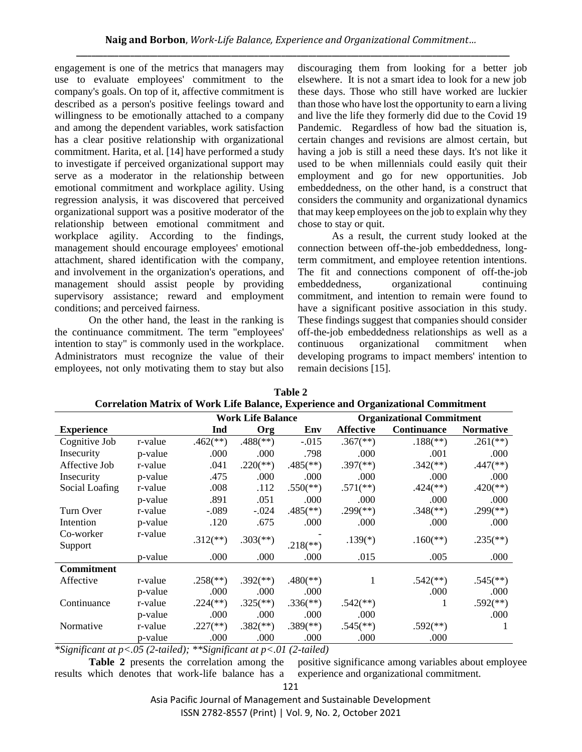engagement is one of the metrics that managers may use to evaluate employees' commitment to the company's goals. On top of it, affective commitment is described as a person's positive feelings toward and willingness to be emotionally attached to a company and among the dependent variables, work satisfaction has a clear positive relationship with organizational commitment. Harita, et al. [14] have performed a study to investigate if perceived organizational support may serve as a moderator in the relationship between emotional commitment and workplace agility. Using regression analysis, it was discovered that perceived organizational support was a positive moderator of the relationship between emotional commitment and workplace agility. According to the findings, management should encourage employees' emotional attachment, shared identification with the company, and involvement in the organization's operations, and management should assist people by providing supervisory assistance; reward and employment conditions; and perceived fairness.

On the other hand, the least in the ranking is the continuance commitment. The term "employees' intention to stay" is commonly used in the workplace. Administrators must recognize the value of their employees, not only motivating them to stay but also discouraging them from looking for a better job elsewhere. It is not a smart idea to look for a new job these days. Those who still have worked are luckier than those who have lost the opportunity to earn a living and live the life they formerly did due to the Covid 19 Pandemic. Regardless of how bad the situation is, certain changes and revisions are almost certain, but having a job is still a need these days. It's not like it used to be when millennials could easily quit their employment and go for new opportunities. Job embeddedness, on the other hand, is a construct that considers the community and organizational dynamics that may keep employees on the job to explain why they chose to stay or quit.

As a result, the current study looked at the connection between off-the-job embeddedness, long-term commitment, and employee retention intentions. The fit and connections component of off-the-job embeddedness, organizational continuing commitment, and intention to remain were found to have a significant positive association in this study. These findings suggest that companies should consider off-the-job embeddedness relationships as well as a continuous organizational commitment when developing programs to impact members' intention to remain decisions [15].

**Table 2**
**Correlation Matrix of Work Life Balance, Experience and Organizational Commitment**

| | | Work Life Balance | | | Organizational Commitment | | |
|---|---|---|---|---|---|---|---|
| **Experience** | | **Ind** | **Org** | **Env** | **Affective** | **Continuance** | **Normative** |
| Cognitive Job | r-value | .462(**) | .488(**) | -.015 | .367(**) | .188(**) | .261(**) |
| Insecurity | p-value | .000 | .000 | .798 | .000 | .001 | .000 |
| Affective Job | r-value | .041 | .220(**) | .485(**) | .397(**) | .342(**) | .447(**) |
| Insecurity | p-value | .475 | .000 | .000 | .000 | .000 | .000 |
| Social Loafing | r-value | .008 | .112 | .550(**) | .571(**) | .424(**) | .420(**) |
| | p-value | .891 | .051 | .000 | .000 | .000 | .000 |
| Turn Over | r-value | -.089 | -.024 | .485(**) | .299(**) | .348(**) | .299(**) |
| Intention | p-value | .120 | .675 | .000 | .000 | .000 | .000 |
| Co-worker Support | r-value | .312(**) | .303(**) | -.218(**) | .139(*) | .160(**) | .235(**) |
| | p-value | .000 | .000 | .000 | .015 | .005 | .000 |
| **Commitment** | | | | | | | |
| Affective | r-value | .258(**) | .392(**) | .480(**) | 1 | .542(**) | .545(**) |
| | p-value | .000 | .000 | .000 | | .000 | .000 |
| Continuance | r-value | .224(**) | .325(**) | .336(**) | .542(**) | 1 | .592(**) |
| | p-value | .000 | .000 | .000 | .000 | | .000 |
| Normative | r-value | .227(**) | .382(**) | .389(**) | .545(**) | .592(**) | 1 |
| | p-value | .000 | .000 | .000 | .000 | .000 | |

*\*Significant at p<.05 (2-tailed); \*\*Significant at p<.01 (2-tailed)*

**Table 2** presents the correlation among the results which denotes that work-life balance has a positive significance among variables about employee experience and organizational commitment.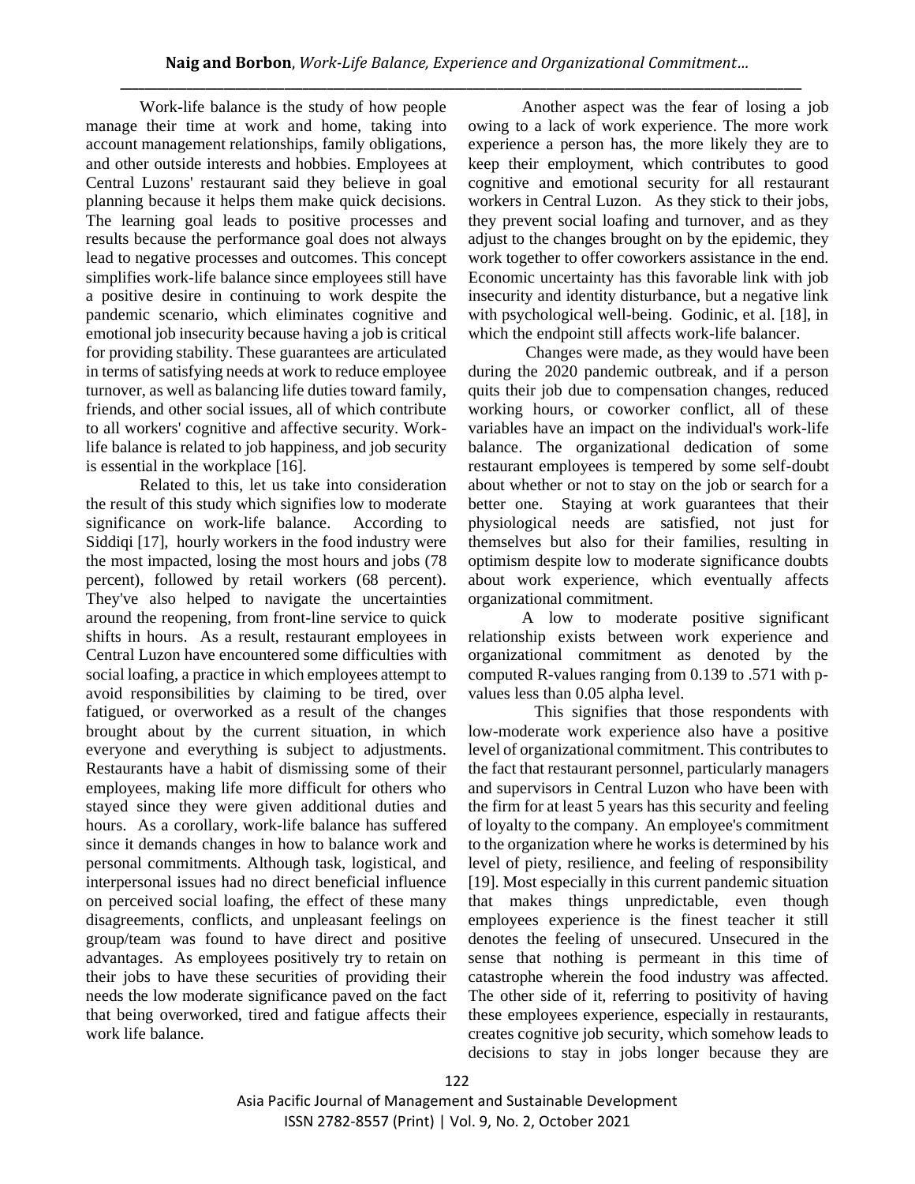Work-life balance is the study of how people manage their time at work and home, taking into account management relationships, family obligations, and other outside interests and hobbies. Employees at Central Luzons' restaurant said they believe in goal planning because it helps them make quick decisions. The learning goal leads to positive processes and results because the performance goal does not always lead to negative processes and outcomes. This concept simplifies work-life balance since employees still have a positive desire in continuing to work despite the pandemic scenario, which eliminates cognitive and emotional job insecurity because having a job is critical for providing stability. These guarantees are articulated in terms of satisfying needs at work to reduce employee turnover, as well as balancing life duties toward family, friends, and other social issues, all of which contribute to all workers' cognitive and affective security. Work-life balance is related to job happiness, and job security is essential in the workplace [16].

Related to this, let us take into consideration the result of this study which signifies low to moderate significance on work-life balance. According to Siddiqi [17], hourly workers in the food industry were the most impacted, losing the most hours and jobs (78 percent), followed by retail workers (68 percent). They've also helped to navigate the uncertainties around the reopening, from front-line service to quick shifts in hours. As a result, restaurant employees in Central Luzon have encountered some difficulties with social loafing, a practice in which employees attempt to avoid responsibilities by claiming to be tired, over fatigued, or overworked as a result of the changes brought about by the current situation, in which everyone and everything is subject to adjustments. Restaurants have a habit of dismissing some of their employees, making life more difficult for others who stayed since they were given additional duties and hours. As a corollary, work-life balance has suffered since it demands changes in how to balance work and personal commitments. Although task, logistical, and interpersonal issues had no direct beneficial influence on perceived social loafing, the effect of these many disagreements, conflicts, and unpleasant feelings on group/team was found to have direct and positive advantages. As employees positively try to retain on their jobs to have these securities of providing their needs the low moderate significance paved on the fact that being overworked, tired and fatigue affects their work life balance.

Another aspect was the fear of losing a job owing to a lack of work experience. The more work experience a person has, the more likely they are to keep their employment, which contributes to good cognitive and emotional security for all restaurant workers in Central Luzon. As they stick to their jobs, they prevent social loafing and turnover, and as they adjust to the changes brought on by the epidemic, they work together to offer coworkers assistance in the end. Economic uncertainty has this favorable link with job insecurity and identity disturbance, but a negative link with psychological well-being. Godinic, et al. [18], in which the endpoint still affects work-life balancer.

Changes were made, as they would have been during the 2020 pandemic outbreak, and if a person quits their job due to compensation changes, reduced working hours, or coworker conflict, all of these variables have an impact on the individual's work-life balance. The organizational dedication of some restaurant employees is tempered by some self-doubt about whether or not to stay on the job or search for a better one. Staying at work guarantees that their physiological needs are satisfied, not just for themselves but also for their families, resulting in optimism despite low to moderate significance doubts about work experience, which eventually affects organizational commitment.

A low to moderate positive significant relationship exists between work experience and organizational commitment as denoted by the computed R-values ranging from 0.139 to .571 with p-values less than 0.05 alpha level.

This signifies that those respondents with low-moderate work experience also have a positive level of organizational commitment. This contributes to the fact that restaurant personnel, particularly managers and supervisors in Central Luzon who have been with the firm for at least 5 years has this security and feeling of loyalty to the company. An employee's commitment to the organization where he works is determined by his level of piety, resilience, and feeling of responsibility [19]. Most especially in this current pandemic situation that makes things unpredictable, even though employees experience is the finest teacher it still denotes the feeling of unsecured. Unsecured in the sense that nothing is permeant in this time of catastrophe wherein the food industry was affected. The other side of it, referring to positivity of having these employees experience, especially in restaurants, creates cognitive job security, which somehow leads to decisions to stay in jobs longer because they are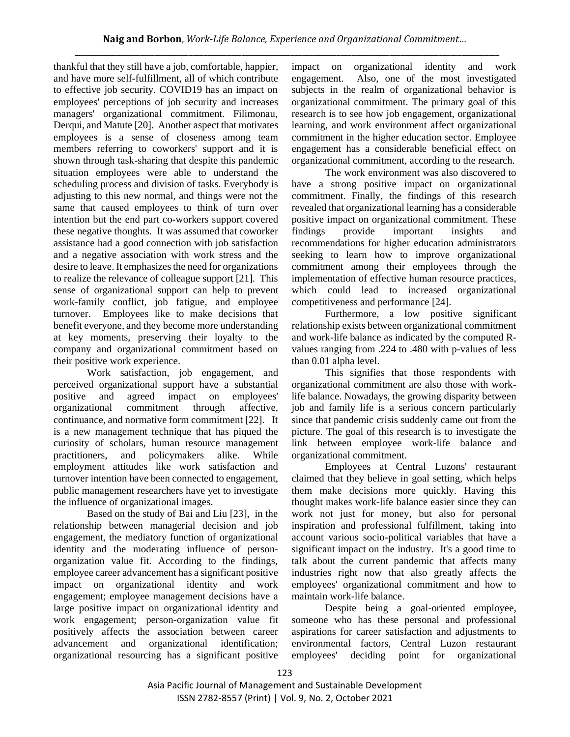thankful that they still have a job, comfortable, happier, and have more self-fulfillment, all of which contribute to effective job security. COVID19 has an impact on employees' perceptions of job security and increases managers' organizational commitment. Filimonau, Derqui, and Matute [20]. Another aspect that motivates employees is a sense of closeness among team members referring to coworkers' support and it is shown through task-sharing that despite this pandemic situation employees were able to understand the scheduling process and division of tasks. Everybody is adjusting to this new normal, and things were not the same that caused employees to think of turn over intention but the end part co-workers support covered these negative thoughts. It was assumed that coworker assistance had a good connection with job satisfaction and a negative association with work stress and the desire to leave. It emphasizes the need for organizations to realize the relevance of colleague support [21]. This sense of organizational support can help to prevent work-family conflict, job fatigue, and employee turnover. Employees like to make decisions that benefit everyone, and they become more understanding at key moments, preserving their loyalty to the company and organizational commitment based on their positive work experience.

Work satisfaction, job engagement, and perceived organizational support have a substantial positive and agreed impact on employees' organizational commitment through affective, continuance, and normative form commitment [22]. It is a new management technique that has piqued the curiosity of scholars, human resource management practitioners, and policymakers alike. While employment attitudes like work satisfaction and turnover intention have been connected to engagement, public management researchers have yet to investigate the influence of organizational images.

Based on the study of Bai and Liu [23], in the relationship between managerial decision and job engagement, the mediatory function of organizational identity and the moderating influence of person-organization value fit. According to the findings, employee career advancement has a significant positive impact on organizational identity and work engagement; employee management decisions have a large positive impact on organizational identity and work engagement; person-organization value fit positively affects the association between career advancement and organizational identification; organizational resourcing has a significant positive impact on organizational identity and work engagement. Also, one of the most investigated subjects in the realm of organizational behavior is organizational commitment. The primary goal of this research is to see how job engagement, organizational learning, and work environment affect organizational commitment in the higher education sector. Employee engagement has a considerable beneficial effect on organizational commitment, according to the research.

The work environment was also discovered to have a strong positive impact on organizational commitment. Finally, the findings of this research revealed that organizational learning has a considerable positive impact on organizational commitment. These findings provide important insights and recommendations for higher education administrators seeking to learn how to improve organizational commitment among their employees through the implementation of effective human resource practices, which could lead to increased organizational competitiveness and performance [24].

Furthermore, a low positive significant relationship exists between organizational commitment and work-life balance as indicated by the computed R-values ranging from .224 to .480 with p-values of less than 0.01 alpha level.

This signifies that those respondents with organizational commitment are also those with work-life balance. Nowadays, the growing disparity between job and family life is a serious concern particularly since that pandemic crisis suddenly came out from the picture. The goal of this research is to investigate the link between employee work-life balance and organizational commitment.

Employees at Central Luzons' restaurant claimed that they believe in goal setting, which helps them make decisions more quickly. Having this thought makes work-life balance easier since they can work not just for money, but also for personal inspiration and professional fulfillment, taking into account various socio-political variables that have a significant impact on the industry. It's a good time to talk about the current pandemic that affects many industries right now that also greatly affects the employees' organizational commitment and how to maintain work-life balance.

Despite being a goal-oriented employee, someone who has these personal and professional aspirations for career satisfaction and adjustments to environmental factors, Central Luzon restaurant employees' deciding point for organizational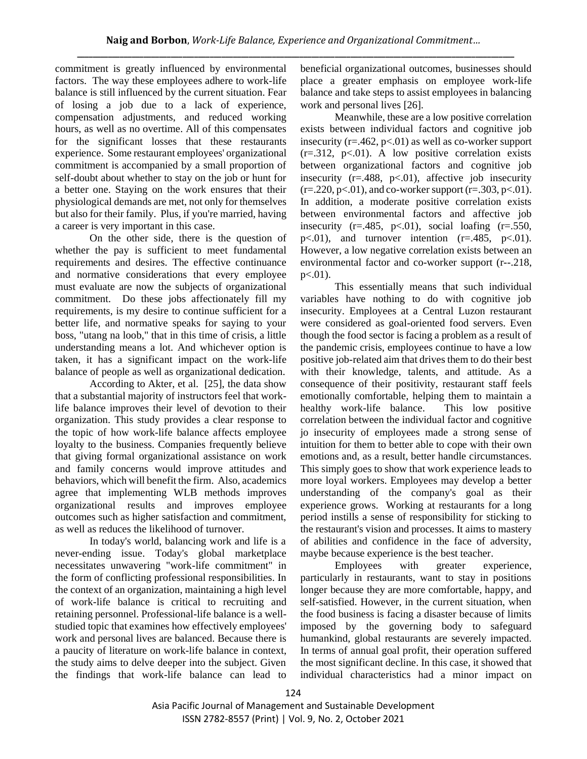commitment is greatly influenced by environmental factors. The way these employees adhere to work-life balance is still influenced by the current situation. Fear of losing a job due to a lack of experience, compensation adjustments, and reduced working hours, as well as no overtime. All of this compensates for the significant losses that these restaurants experience. Some restaurant employees' organizational commitment is accompanied by a small proportion of self-doubt about whether to stay on the job or hunt for a better one. Staying on the work ensures that their physiological demands are met, not only for themselves but also for their family. Plus, if you're married, having a career is very important in this case.

On the other side, there is the question of whether the pay is sufficient to meet fundamental requirements and desires. The effective continuance and normative considerations that every employee must evaluate are now the subjects of organizational commitment. Do these jobs affectionately fill my requirements, is my desire to continue sufficient for a better life, and normative speaks for saying to your boss, "utang na loob," that in this time of crisis, a little understanding means a lot. And whichever option is taken, it has a significant impact on the work-life balance of people as well as organizational dedication.

According to Akter, et al. [25], the data show that a substantial majority of instructors feel that work-life balance improves their level of devotion to their organization. This study provides a clear response to the topic of how work-life balance affects employee loyalty to the business. Companies frequently believe that giving formal organizational assistance on work and family concerns would improve attitudes and behaviors, which will benefit the firm. Also, academics agree that implementing WLB methods improves organizational results and improves employee outcomes such as higher satisfaction and commitment, as well as reduces the likelihood of turnover.

In today's world, balancing work and life is a never-ending issue. Today's global marketplace necessitates unwavering "work-life commitment" in the form of conflicting professional responsibilities. In the context of an organization, maintaining a high level of work-life balance is critical to recruiting and retaining personnel. Professional-life balance is a well-studied topic that examines how effectively employees' work and personal lives are balanced. Because there is a paucity of literature on work-life balance in context, the study aims to delve deeper into the subject. Given the findings that work-life balance can lead to beneficial organizational outcomes, businesses should place a greater emphasis on employee work-life balance and take steps to assist employees in balancing work and personal lives [26].

Meanwhile, these are a low positive correlation exists between individual factors and cognitive job insecurity ($r=.462$, $p<.01$) as well as co-worker support ($r=.312$, $p<.01$). A low positive correlation exists between organizational factors and cognitive job insecurity ($r=.488$, $p<.01$), affective job insecurity ($r=.220$, $p<.01$), and co-worker support ($r=.303$, $p<.01$). In addition, a moderate positive correlation exists between environmental factors and affective job insecurity ($r=.485$, $p<.01$), social loafing ($r=.550$, $p<.01$), and turnover intention ($r=.485$, $p<.01$). However, a low negative correlation exists between an environmental factor and co-worker support ($r$--.218, $p<.01$).

This essentially means that such individual variables have nothing to do with cognitive job insecurity. Employees at a Central Luzon restaurant were considered as goal-oriented food servers. Even though the food sector is facing a problem as a result of the pandemic crisis, employees continue to have a low positive job-related aim that drives them to do their best with their knowledge, talents, and attitude. As a consequence of their positivity, restaurant staff feels emotionally comfortable, helping them to maintain a healthy work-life balance. This low positive correlation between the individual factor and cognitive jo insecurity of employees made a strong sense of intuition for them to better able to cope with their own emotions and, as a result, better handle circumstances. This simply goes to show that work experience leads to more loyal workers. Employees may develop a better understanding of the company's goal as their experience grows. Working at restaurants for a long period instills a sense of responsibility for sticking to the restaurant's vision and processes. It aims to mastery of abilities and confidence in the face of adversity, maybe because experience is the best teacher.

Employees with greater experience, particularly in restaurants, want to stay in positions longer because they are more comfortable, happy, and self-satisfied. However, in the current situation, when the food business is facing a disaster because of limits imposed by the governing body to safeguard humankind, global restaurants are severely impacted. In terms of annual goal profit, their operation suffered the most significant decline. In this case, it showed that individual characteristics had a minor impact on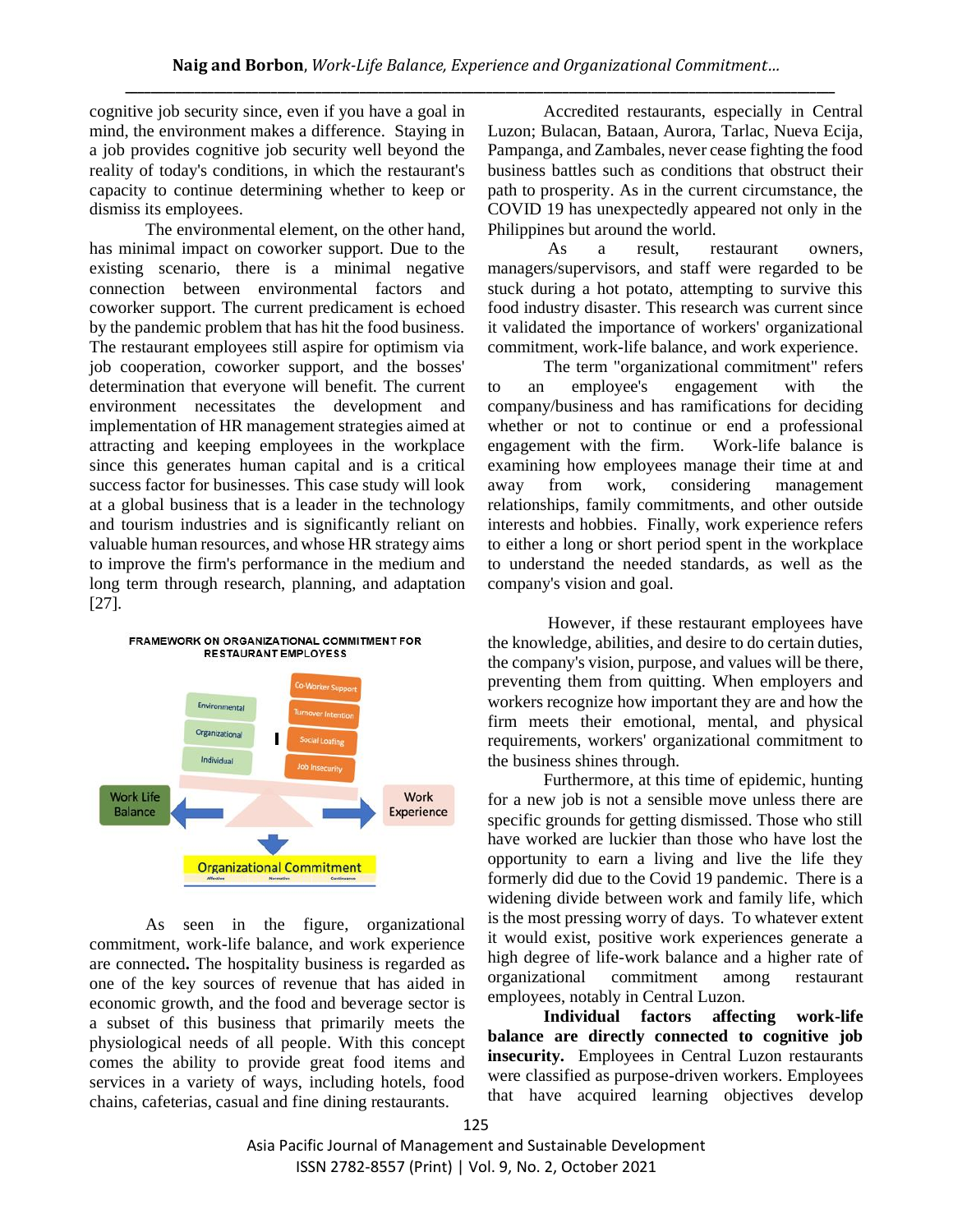cognitive job security since, even if you have a goal in mind, the environment makes a difference. Staying in a job provides cognitive job security well beyond the reality of today's conditions, in which the restaurant's capacity to continue determining whether to keep or dismiss its employees.

The environmental element, on the other hand, has minimal impact on coworker support. Due to the existing scenario, there is a minimal negative connection between environmental factors and coworker support. The current predicament is echoed by the pandemic problem that has hit the food business. The restaurant employees still aspire for optimism via job cooperation, coworker support, and the bosses' determination that everyone will benefit. The current environment necessitates the development and implementation of HR management strategies aimed at attracting and keeping employees in the workplace since this generates human capital and is a critical success factor for businesses. This case study will look at a global business that is a leader in the technology and tourism industries and is significantly reliant on valuable human resources, and whose HR strategy aims to improve the firm's performance in the medium and long term through research, planning, and adaptation [27].

FRAMEWORK ON ORGANIZATIONAL COMMITMENT FOR RESTAURANT EMPLOYEES

As seen in the figure, organizational commitment, work-life balance, and work experience are connected**.** The hospitality business is regarded as one of the key sources of revenue that has aided in economic growth, and the food and beverage sector is a subset of this business that primarily meets the physiological needs of all people. With this concept comes the ability to provide great food items and services in a variety of ways, including hotels, food chains, cafeterias, casual and fine dining restaurants.

Accredited restaurants, especially in Central Luzon; Bulacan, Bataan, Aurora, Tarlac, Nueva Ecija, Pampanga, and Zambales, never cease fighting the food business battles such as conditions that obstruct their path to prosperity. As in the current circumstance, the COVID 19 has unexpectedly appeared not only in the Philippines but around the world.

As a result, restaurant owners, managers/supervisors, and staff were regarded to be stuck during a hot potato, attempting to survive this food industry disaster. This research was current since it validated the importance of workers' organizational commitment, work-life balance, and work experience.

The term "organizational commitment" refers to an employee's engagement with the company/business and has ramifications for deciding whether or not to continue or end a professional engagement with the firm. Work-life balance is examining how employees manage their time at and away from work, considering management relationships, family commitments, and other outside interests and hobbies. Finally, work experience refers to either a long or short period spent in the workplace to understand the needed standards, as well as the company's vision and goal.

However, if these restaurant employees have the knowledge, abilities, and desire to do certain duties, the company's vision, purpose, and values will be there, preventing them from quitting. When employers and workers recognize how important they are and how the firm meets their emotional, mental, and physical requirements, workers' organizational commitment to the business shines through.

Furthermore, at this time of epidemic, hunting for a new job is not a sensible move unless there are specific grounds for getting dismissed. Those who still have worked are luckier than those who have lost the opportunity to earn a living and live the life they formerly did due to the Covid 19 pandemic. There is a widening divide between work and family life, which is the most pressing worry of days. To whatever extent it would exist, positive work experiences generate a high degree of life-work balance and a higher rate of organizational commitment among restaurant employees, notably in Central Luzon.

**Individual factors affecting work-life balance are directly connected to cognitive job insecurity.** Employees in Central Luzon restaurants were classified as purpose-driven workers. Employees that have acquired learning objectives develop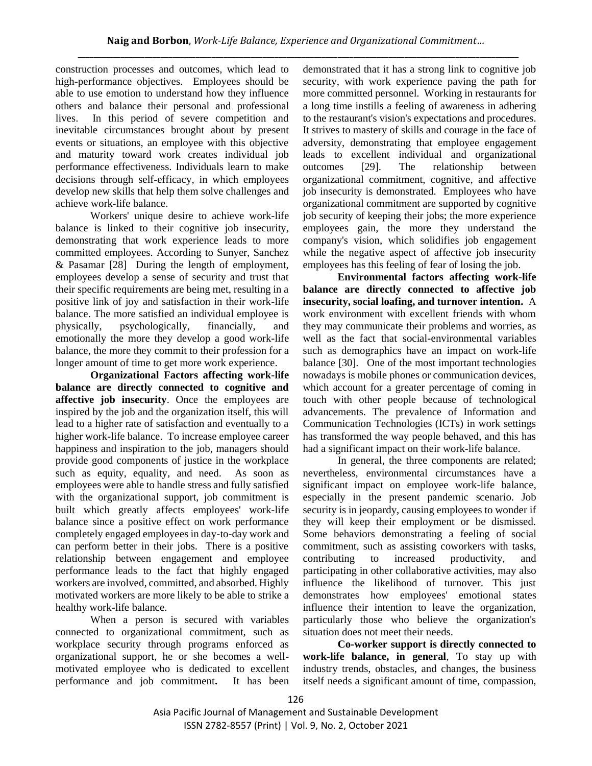construction processes and outcomes, which lead to high-performance objectives. Employees should be able to use emotion to understand how they influence others and balance their personal and professional lives. In this period of severe competition and inevitable circumstances brought about by present events or situations, an employee with this objective and maturity toward work creates individual job performance effectiveness. Individuals learn to make decisions through self-efficacy, in which employees develop new skills that help them solve challenges and achieve work-life balance.

Workers' unique desire to achieve work-life balance is linked to their cognitive job insecurity, demonstrating that work experience leads to more committed employees. According to Sunyer, Sanchez & Pasamar [28] During the length of employment, employees develop a sense of security and trust that their specific requirements are being met, resulting in a positive link of joy and satisfaction in their work-life balance. The more satisfied an individual employee is physically, psychologically, financially, and emotionally the more they develop a good work-life balance, the more they commit to their profession for a longer amount of time to get more work experience.

**Organizational Factors affecting work-life balance are directly connected to cognitive and affective job insecurity**. Once the employees are inspired by the job and the organization itself, this will lead to a higher rate of satisfaction and eventually to a higher work-life balance. To increase employee career happiness and inspiration to the job, managers should provide good components of justice in the workplace such as equity, equality, and need. As soon as employees were able to handle stress and fully satisfied with the organizational support, job commitment is built which greatly affects employees' work-life balance since a positive effect on work performance completely engaged employees in day-to-day work and can perform better in their jobs. There is a positive relationship between engagement and employee performance leads to the fact that highly engaged workers are involved, committed, and absorbed. Highly motivated workers are more likely to be able to strike a healthy work-life balance.

When a person is secured with variables connected to organizational commitment, such as workplace security through programs enforced as organizational support, he or she becomes a well-motivated employee who is dedicated to excellent performance and job commitment**.** It has been demonstrated that it has a strong link to cognitive job security, with work experience paving the path for more committed personnel. Working in restaurants for a long time instills a feeling of awareness in adhering to the restaurant's vision's expectations and procedures. It strives to mastery of skills and courage in the face of adversity, demonstrating that employee engagement leads to excellent individual and organizational outcomes [29]. The relationship between organizational commitment, cognitive, and affective job insecurity is demonstrated. Employees who have organizational commitment are supported by cognitive job security of keeping their jobs; the more experience employees gain, the more they understand the company's vision, which solidifies job engagement while the negative aspect of affective job insecurity employees has this feeling of fear of losing the job.

**Environmental factors affecting work-life balance are directly connected to affective job insecurity, social loafing, and turnover intention.** A work environment with excellent friends with whom they may communicate their problems and worries, as well as the fact that social-environmental variables such as demographics have an impact on work-life balance [30]. One of the most important technologies nowadays is mobile phones or communication devices, which account for a greater percentage of coming in touch with other people because of technological advancements. The prevalence of Information and Communication Technologies (ICTs) in work settings has transformed the way people behaved, and this has had a significant impact on their work-life balance.

In general, the three components are related; nevertheless, environmental circumstances have a significant impact on employee work-life balance, especially in the present pandemic scenario. Job security is in jeopardy, causing employees to wonder if they will keep their employment or be dismissed. Some behaviors demonstrating a feeling of social commitment, such as assisting coworkers with tasks, contributing to increased productivity, and participating in other collaborative activities, may also influence the likelihood of turnover. This just demonstrates how employees' emotional states influence their intention to leave the organization, particularly those who believe the organization's situation does not meet their needs.

**Co-worker support is directly connected to work-life balance, in general**, To stay up with industry trends, obstacles, and changes, the business itself needs a significant amount of time, compassion,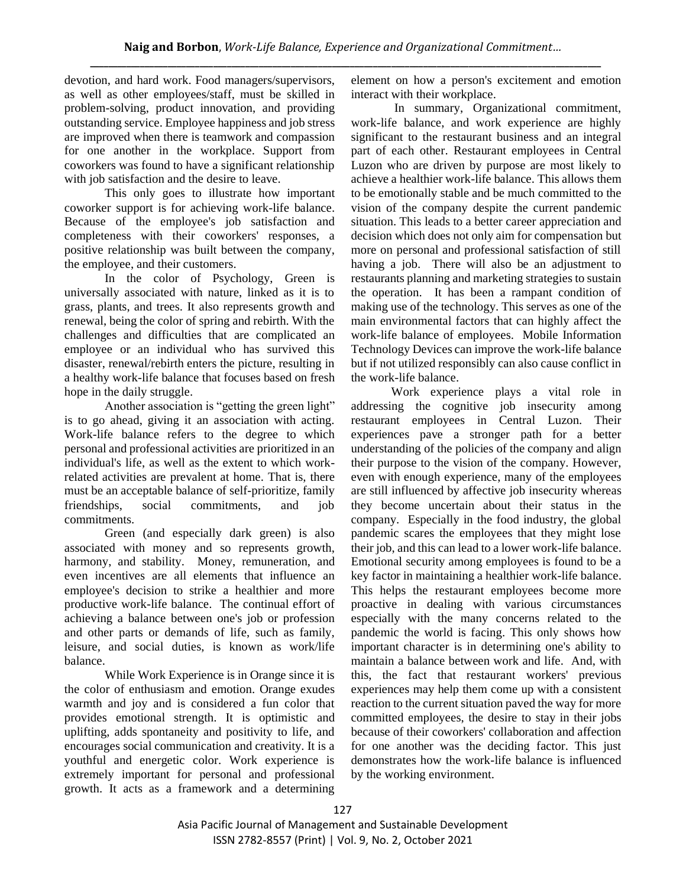devotion, and hard work. Food managers/supervisors, as well as other employees/staff, must be skilled in problem-solving, product innovation, and providing outstanding service. Employee happiness and job stress are improved when there is teamwork and compassion for one another in the workplace. Support from coworkers was found to have a significant relationship with job satisfaction and the desire to leave.

This only goes to illustrate how important coworker support is for achieving work-life balance. Because of the employee's job satisfaction and completeness with their coworkers' responses, a positive relationship was built between the company, the employee, and their customers.

In the color of Psychology, Green is universally associated with nature, linked as it is to grass, plants, and trees. It also represents growth and renewal, being the color of spring and rebirth. With the challenges and difficulties that are complicated an employee or an individual who has survived this disaster, renewal/rebirth enters the picture, resulting in a healthy work-life balance that focuses based on fresh hope in the daily struggle.

Another association is "getting the green light" is to go ahead, giving it an association with acting. Work-life balance refers to the degree to which personal and professional activities are prioritized in an individual's life, as well as the extent to which work-related activities are prevalent at home. That is, there must be an acceptable balance of self-prioritize, family friendships, social commitments, and job commitments.

Green (and especially dark green) is also associated with money and so represents growth, harmony, and stability. Money, remuneration, and even incentives are all elements that influence an employee's decision to strike a healthier and more productive work-life balance. The continual effort of achieving a balance between one's job or profession and other parts or demands of life, such as family, leisure, and social duties, is known as work/life balance.

While Work Experience is in Orange since it is the color of enthusiasm and emotion. Orange exudes warmth and joy and is considered a fun color that provides emotional strength. It is optimistic and uplifting, adds spontaneity and positivity to life, and encourages social communication and creativity. It is a youthful and energetic color. Work experience is extremely important for personal and professional growth. It acts as a framework and a determining element on how a person's excitement and emotion interact with their workplace.

In summary, Organizational commitment, work-life balance, and work experience are highly significant to the restaurant business and an integral part of each other. Restaurant employees in Central Luzon who are driven by purpose are most likely to achieve a healthier work-life balance. This allows them to be emotionally stable and be much committed to the vision of the company despite the current pandemic situation. This leads to a better career appreciation and decision which does not only aim for compensation but more on personal and professional satisfaction of still having a job. There will also be an adjustment to restaurants planning and marketing strategies to sustain the operation. It has been a rampant condition of making use of the technology. This serves as one of the main environmental factors that can highly affect the work-life balance of employees. Mobile Information Technology Devices can improve the work-life balance but if not utilized responsibly can also cause conflict in the work-life balance.

Work experience plays a vital role in addressing the cognitive job insecurity among restaurant employees in Central Luzon. Their experiences pave a stronger path for a better understanding of the policies of the company and align their purpose to the vision of the company. However, even with enough experience, many of the employees are still influenced by affective job insecurity whereas they become uncertain about their status in the company. Especially in the food industry, the global pandemic scares the employees that they might lose their job, and this can lead to a lower work-life balance. Emotional security among employees is found to be a key factor in maintaining a healthier work-life balance. This helps the restaurant employees become more proactive in dealing with various circumstances especially with the many concerns related to the pandemic the world is facing. This only shows how important character is in determining one's ability to maintain a balance between work and life. And, with this, the fact that restaurant workers' previous experiences may help them come up with a consistent reaction to the current situation paved the way for more committed employees, the desire to stay in their jobs because of their coworkers' collaboration and affection for one another was the deciding factor. This just demonstrates how the work-life balance is influenced by the working environment.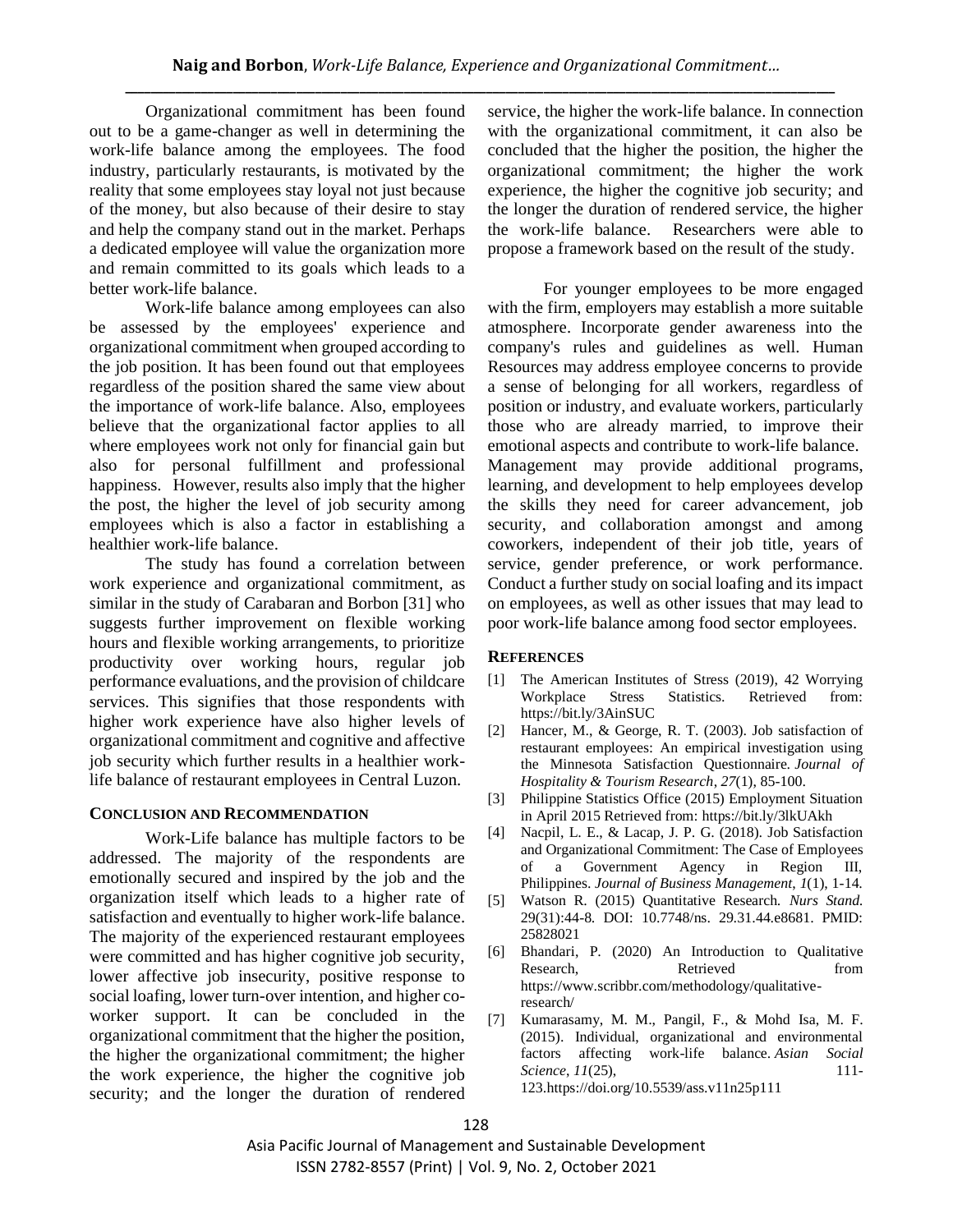Organizational commitment has been found out to be a game-changer as well in determining the work-life balance among the employees. The food industry, particularly restaurants, is motivated by the reality that some employees stay loyal not just because of the money, but also because of their desire to stay and help the company stand out in the market. Perhaps a dedicated employee will value the organization more and remain committed to its goals which leads to a better work-life balance.

Work-life balance among employees can also be assessed by the employees' experience and organizational commitment when grouped according to the job position. It has been found out that employees regardless of the position shared the same view about the importance of work-life balance. Also, employees believe that the organizational factor applies to all where employees work not only for financial gain but also for personal fulfillment and professional happiness. However, results also imply that the higher the post, the higher the level of job security among employees which is also a factor in establishing a healthier work-life balance.

The study has found a correlation between work experience and organizational commitment, as similar in the study of Carabaran and Borbon [31] who suggests further improvement on flexible working hours and flexible working arrangements, to prioritize productivity over working hours, regular job performance evaluations, and the provision of childcare services. This signifies that those respondents with higher work experience have also higher levels of organizational commitment and cognitive and affective job security which further results in a healthier work-life balance of restaurant employees in Central Luzon.

## CONCLUSION AND RECOMMENDATION

Work-Life balance has multiple factors to be addressed. The majority of the respondents are emotionally secured and inspired by the job and the organization itself which leads to a higher rate of satisfaction and eventually to higher work-life balance. The majority of the experienced restaurant employees were committed and has higher cognitive job security, lower affective job insecurity, positive response to social loafing, lower turn-over intention, and higher co-worker support. It can be concluded in the organizational commitment that the higher the position, the higher the organizational commitment; the higher the work experience, the higher the cognitive job security; and the longer the duration of rendered service, the higher the work-life balance. In connection with the organizational commitment, it can also be concluded that the higher the position, the higher the organizational commitment; the higher the work experience, the higher the cognitive job security; and the longer the duration of rendered service, the higher the work-life balance. Researchers were able to propose a framework based on the result of the study.

For younger employees to be more engaged with the firm, employers may establish a more suitable atmosphere. Incorporate gender awareness into the company's rules and guidelines as well. Human Resources may address employee concerns to provide a sense of belonging for all workers, regardless of position or industry, and evaluate workers, particularly those who are already married, to improve their emotional aspects and contribute to work-life balance. Management may provide additional programs, learning, and development to help employees develop the skills they need for career advancement, job security, and collaboration amongst and among coworkers, independent of their job title, years of service, gender preference, or work performance. Conduct a further study on social loafing and its impact on employees, as well as other issues that may lead to poor work-life balance among food sector employees.

## REFERENCES

[1] The American Institutes of Stress (2019), 42 Worrying Workplace Stress Statistics. Retrieved from: https://bit.ly/3AinSUC

[2] Hancer, M., & George, R. T. (2003). Job satisfaction of restaurant employees: An empirical investigation using the Minnesota Satisfaction Questionnaire. *Journal of Hospitality & Tourism Research*, *27*(1), 85-100.

[3] Philippine Statistics Office (2015) Employment Situation in April 2015 Retrieved from: https://bit.ly/3lkUAkh

[4] Nacpil, L. E., & Lacap, J. P. G. (2018). Job Satisfaction and Organizational Commitment: The Case of Employees of a Government Agency in Region III, Philippines. *Journal of Business Management*, *1*(1), 1-14.

[5] Watson R. (2015) Quantitative Research. *Nurs Stand.* 29(31):44-8. DOI: 10.7748/ns. 29.31.44.e8681. PMID: 25828021

[6] Bhandari, P. (2020) An Introduction to Qualitative Research, Retrieved from https://www.scribbr.com/methodology/qualitative-research/

[7] Kumarasamy, M. M., Pangil, F., & Mohd Isa, M. F. (2015). Individual, organizational and environmental factors affecting work-life balance. *Asian Social Science*, *11*(25), 111-123.https://doi.org/10.5539/ass.v11n25p111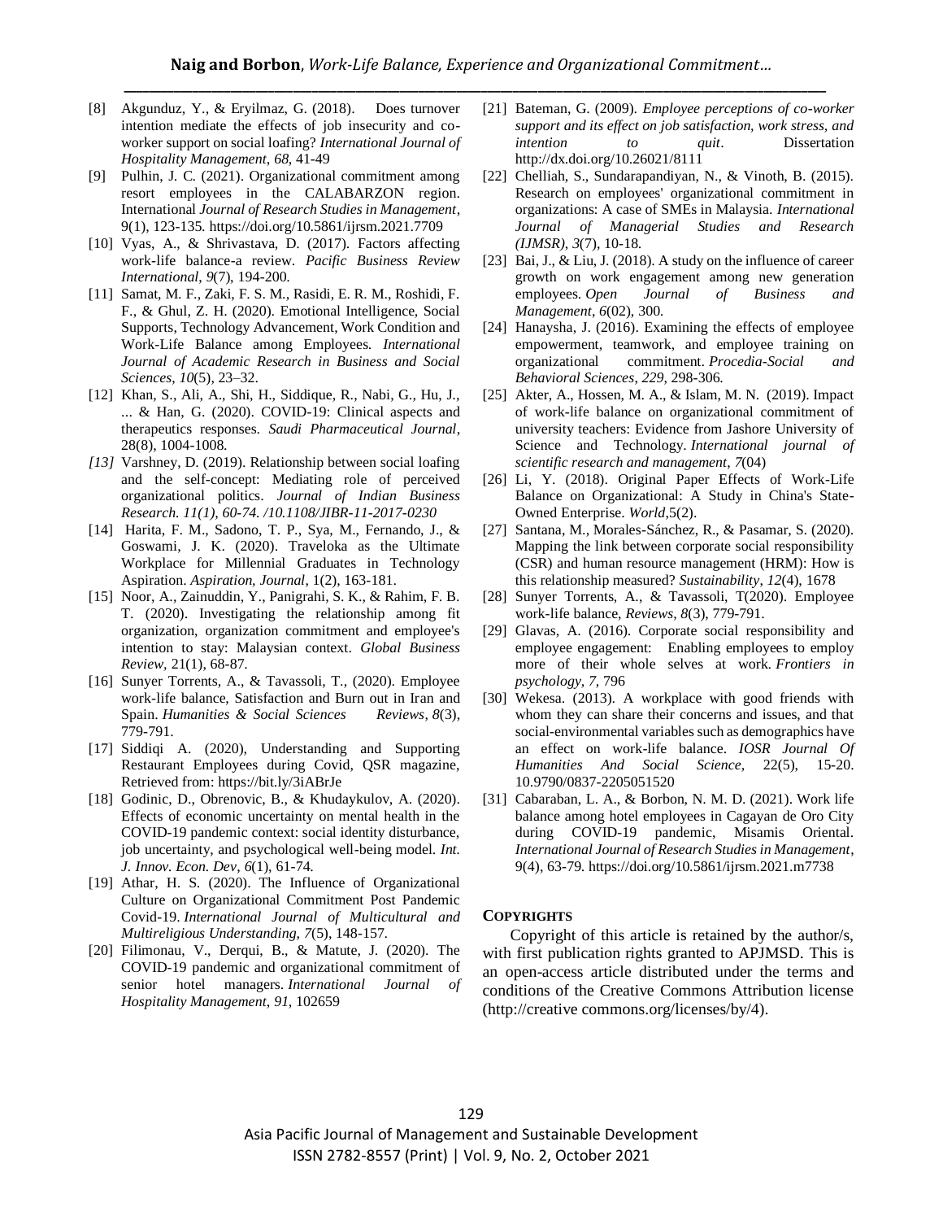[8] Akgunduz, Y., & Eryilmaz, G. (2018). Does turnover intention mediate the effects of job insecurity and co-worker support on social loafing? *International Journal of Hospitality Management*, *68*, 41-49

[9] Pulhin, J. C. (2021). Organizational commitment among resort employees in the CALABARZON region. International *Journal of Research Studies in Management*, 9(1), 123-135. https://doi.org/10.5861/ijrsm.2021.7709

[10] Vyas, A., & Shrivastava, D. (2017). Factors affecting work-life balance-a review. *Pacific Business Review International*, *9*(7), 194-200.

[11] Samat, M. F., Zaki, F. S. M., Rasidi, E. R. M., Roshidi, F. F., & Ghul, Z. H. (2020). Emotional Intelligence, Social Supports, Technology Advancement, Work Condition and Work-Life Balance among Employees. *International Journal of Academic Research in Business and Social Sciences*, *10*(5), 23–32.

[12] Khan, S., Ali, A., Shi, H., Siddique, R., Nabi, G., Hu, J., ... & Han, G. (2020). COVID-19: Clinical aspects and therapeutics responses. *Saudi Pharmaceutical Journal*, 28(8), 1004-1008.

*[13]* Varshney, D. (2019). Relationship between social loafing and the self-concept: Mediating role of perceived organizational politics. *Journal of Indian Business Research. 11(1), 60-74. /10.1108/JIBR-11-2017-0230*

[14] Harita, F. M., Sadono, T. P., Sya, M., Fernando, J., & Goswami, J. K. (2020). Traveloka as the Ultimate Workplace for Millennial Graduates in Technology Aspiration. *Aspiration, Journal*, 1(2), 163-181.

[15] Noor, A., Zainuddin, Y., Panigrahi, S. K., & Rahim, F. B. T. (2020). Investigating the relationship among fit organization, organization commitment and employee's intention to stay: Malaysian context. *Global Business Review*, 21(1), 68-87.

[16] Sunyer Torrents, A., & Tavassoli, T., (2020). Employee work-life balance, Satisfaction and Burn out in Iran and Spain. *Humanities & Social Sciences Reviews*, *8*(3), 779-791.

[17] Siddiqi A. (2020), Understanding and Supporting Restaurant Employees during Covid, QSR magazine, Retrieved from: https://bit.ly/3iABrJe

[18] Godinic, D., Obrenovic, B., & Khudaykulov, A. (2020). Effects of economic uncertainty on mental health in the COVID-19 pandemic context: social identity disturbance, job uncertainty, and psychological well-being model. *Int. J. Innov. Econ. Dev*, *6*(1), 61-74.

[19] Athar, H. S. (2020). The Influence of Organizational Culture on Organizational Commitment Post Pandemic Covid-19. *International Journal of Multicultural and Multireligious Understanding*, *7*(5), 148-157.

[20] Filimonau, V., Derqui, B., & Matute, J. (2020). The COVID-19 pandemic and organizational commitment of senior hotel managers. *International Journal of Hospitality Management*, *91*, 102659

[21] Bateman, G. (2009). *Employee perceptions of co-worker support and its effect on job satisfaction, work stress, and intention to quit*. Dissertation http://dx.doi.org/10.26021/8111

[22] Chelliah, S., Sundarapandiyan, N., & Vinoth, B. (2015). Research on employees' organizational commitment in organizations: A case of SMEs in Malaysia. *International Journal of Managerial Studies and Research (IJMSR)*, *3*(7), 10-18.

[23] Bai, J., & Liu, J. (2018). A study on the influence of career growth on work engagement among new generation employees. *Open Journal of Business and Management*, *6*(02), 300.

[24] Hanaysha, J. (2016). Examining the effects of employee empowerment, teamwork, and employee training on organizational commitment. *Procedia-Social and Behavioral Sciences*, *229*, 298-306.

[25] Akter, A., Hossen, M. A., & Islam, M. N. (2019). Impact of work-life balance on organizational commitment of university teachers: Evidence from Jashore University of Science and Technology. *International journal of scientific research and management*, *7*(04)

[26] Li, Y. (2018). Original Paper Effects of Work-Life Balance on Organizational: A Study in China's State-Owned Enterprise. *World*,5(2).

[27] Santana, M., Morales-Sánchez, R., & Pasamar, S. (2020). Mapping the link between corporate social responsibility (CSR) and human resource management (HRM): How is this relationship measured? *Sustainability*, *12*(4), 1678

[28] Sunyer Torrents, A., & Tavassoli, T(2020). Employee work-life balance, *Reviews*, *8*(3), 779-791.

[29] Glavas, A. (2016). Corporate social responsibility and employee engagement: Enabling employees to employ more of their whole selves at work. *Frontiers in psychology*, *7*, 796

[30] Wekesa. (2013). A workplace with good friends with whom they can share their concerns and issues, and that social-environmental variables such as demographics have an effect on work-life balance. *IOSR Journal Of Humanities And Social Science,* 22(5), 15-20. 10.9790/0837-2205051520

[31] Cabaraban, L. A., & Borbon, N. M. D. (2021). Work life balance among hotel employees in Cagayan de Oro City during COVID-19 pandemic, Misamis Oriental. *International Journal of Research Studies in Management*, 9(4), 63-79. https://doi.org/10.5861/ijrsm.2021.m7738

## COPYRIGHTS

Copyright of this article is retained by the author/s, with first publication rights granted to APJMSD. This is an open-access article distributed under the terms and conditions of the Creative Commons Attribution license (http://creative commons.org/licenses/by/4).